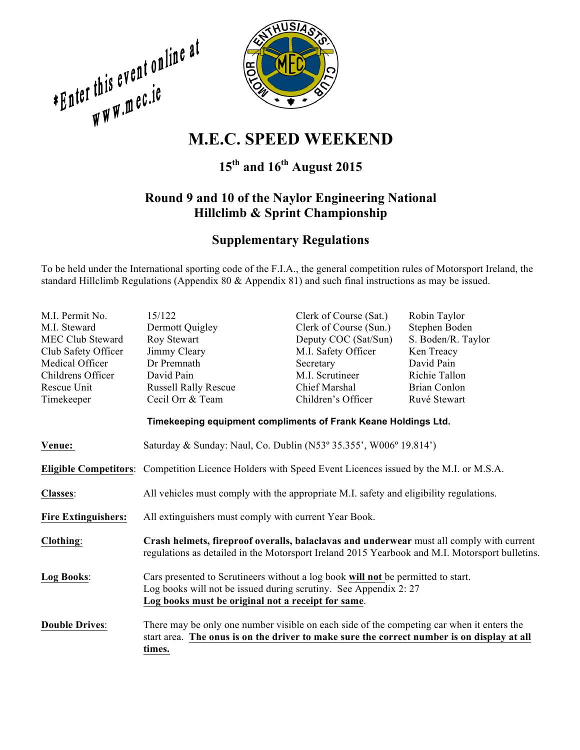*Enter this event online at www.mec.ie

# M.E.C. SPEED WEEKEND

## 15th and 16th August 2015

## Round 9 and 10 of the Naylor Engineering National Hillclimb & Sprint Championship

## Supplementary Regulations

To be held under the International sporting code of the F.I.A., the general competition rules of Motorsport Ireland, the standard Hillclimb Regulations (Appendix 80 & Appendix 81) and such final instructions as may be issued.

| | | | |
|---|---|---|---|
| M.I. Permit No. | 15/122 | Clerk of Course (Sat.) | Robin Taylor |
| M.I. Steward | Dermott Quigley | Clerk of Course (Sun.) | Stephen Boden |
| MEC Club Steward | Roy Stewart | Deputy COC (Sat/Sun) | S. Boden/R. Taylor |
| Club Safety Officer | Jimmy Cleary | M.I. Safety Officer | Ken Treacy |
| Medical Officer | Dr Premnath | Secretary | David Pain |
| Childrens Officer | David Pain | M.I. Scrutineer | Richie Tallon |
| Rescue Unit | Russell Rally Rescue | Chief Marshal | Brian Conlon |
| Timekeeper | Cecil Orr & Team | Children's Officer | Ruvé Stewart |

**Timekeeping equipment compliments of Frank Keane Holdings Ltd.**

**Venue:** Saturday & Sunday: Naul, Co. Dublin (N53º 35.355', W006º 19.814')

**Eligible Competitors**: Competition Licence Holders with Speed Event Licences issued by the M.I. or M.S.A.

**Classes**: All vehicles must comply with the appropriate M.I. safety and eligibility regulations.

**Fire Extinguishers:** All extinguishers must comply with current Year Book.

**Clothing**: **Crash helmets, fireproof overalls, balaclavas and underwear** must all comply with current regulations as detailed in the Motorsport Ireland 2015 Yearbook and M.I. Motorsport bulletins.

**Log Books**: Cars presented to Scrutineers without a log book **will not** be permitted to start. Log books will not be issued during scrutiny. See Appendix 2: 27
**Log books must be original not a receipt for same**.

**Double Drives**: There may be only one number visible on each side of the competing car when it enters the start area. **The onus is on the driver to make sure the correct number is on display at all times.**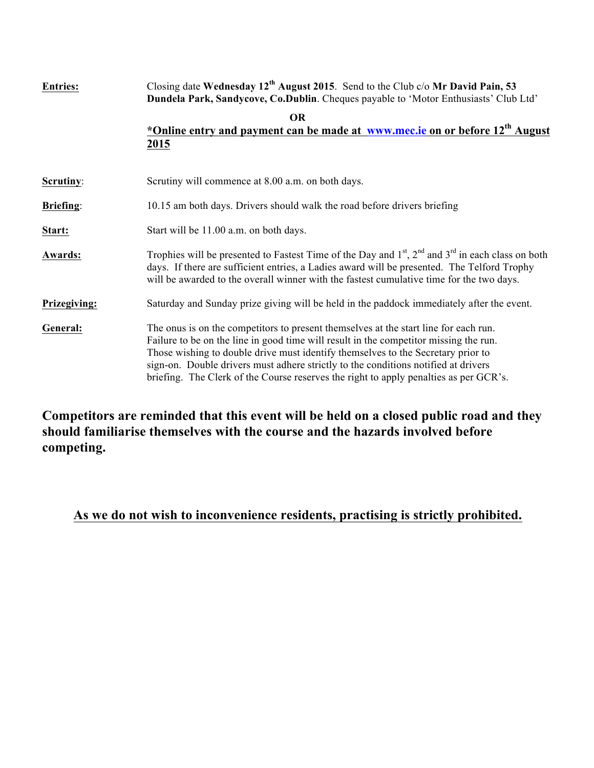**Entries:** Closing date **Wednesday 12th August 2015**. Send to the Club c/o **Mr David Pain, 53 Dundela Park, Sandycove, Co.Dublin**. Cheques payable to 'Motor Enthusiasts' Club Ltd'

**OR**

**\*Online entry and payment can be made at www.mec.ie on or before 12th August 2015**

**Scrutiny**: Scrutiny will commence at 8.00 a.m. on both days.

**Briefing**: 10.15 am both days. Drivers should walk the road before drivers briefing

**Start:** Start will be 11.00 a.m. on both days.

**Awards:** Trophies will be presented to Fastest Time of the Day and 1st, 2nd and 3rd in each class on both days. If there are sufficient entries, a Ladies award will be presented. The Telford Trophy will be awarded to the overall winner with the fastest cumulative time for the two days.

**Prizegiving:** Saturday and Sunday prize giving will be held in the paddock immediately after the event.

**General:** The onus is on the competitors to present themselves at the start line for each run. Failure to be on the line in good time will result in the competitor missing the run. Those wishing to double drive must identify themselves to the Secretary prior to sign-on. Double drivers must adhere strictly to the conditions notified at drivers briefing. The Clerk of the Course reserves the right to apply penalties as per GCR's.

**Competitors are reminded that this event will be held on a closed public road and they should familiarise themselves with the course and the hazards involved before competing.**

**As we do not wish to inconvenience residents, practising is strictly prohibited.**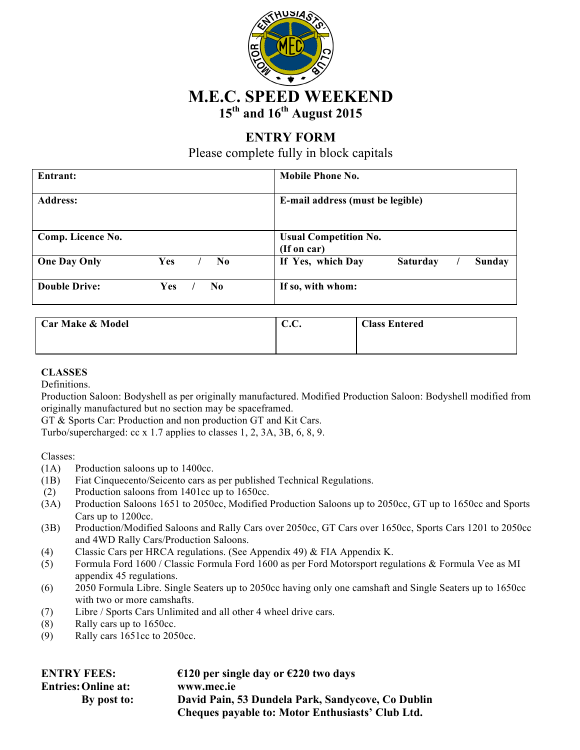# M.E.C. SPEED WEEKEND

## 15th and 16th August 2015

## ENTRY FORM

Please complete fully in block capitals

| **Entrant:** | **Mobile Phone No.** |
|---|---|
| **Address:** | **E-mail address (must be legible)** |
| **Comp. Licence No.** | **Usual Competition No. (If on car)** |
| **One Day Only**  **Yes / No** | **If Yes, which Day**  **Saturday / Sunday** |
| **Double Drive:**  **Yes / No** | **If so, with whom:** |

| **Car Make & Model** | **C.C.** | **Class Entered** |
|---|---|---|
| | | |

**CLASSES**

Definitions.

Production Saloon: Bodyshell as per originally manufactured. Modified Production Saloon: Bodyshell modified from originally manufactured but no section may be spaceframed.

GT & Sports Car: Production and non production GT and Kit Cars.

Turbo/supercharged: cc x 1.7 applies to classes 1, 2, 3A, 3B, 6, 8, 9.

Classes:

- (1A) Production saloons up to 1400cc.
- (1B) Fiat Cinquecento/Seicento cars as per published Technical Regulations.
- (2) Production saloons from 1401cc up to 1650cc.
- (3A) Production Saloons 1651 to 2050cc, Modified Production Saloons up to 2050cc, GT up to 1650cc and Sports Cars up to 1200cc.
- (3B) Production/Modified Saloons and Rally Cars over 2050cc, GT Cars over 1650cc, Sports Cars 1201 to 2050cc and 4WD Rally Cars/Production Saloons.
- (4) Classic Cars per HRCA regulations. (See Appendix 49) & FIA Appendix K.
- (5) Formula Ford 1600 / Classic Formula Ford 1600 as per Ford Motorsport regulations & Formula Vee as MI appendix 45 regulations.
- (6) 2050 Formula Libre. Single Seaters up to 2050cc having only one camshaft and Single Seaters up to 1650cc with two or more camshafts.
- (7) Libre / Sports Cars Unlimited and all other 4 wheel drive cars.
- (8) Rally cars up to 1650cc.
- (9) Rally cars 1651cc to 2050cc.

**ENTRY FEES:** **€120 per single day or €220 two days**
**Entries: Online at:** **www.mec.ie**
**By post to:** **David Pain, 53 Dundela Park, Sandycove, Co Dublin**
**Cheques payable to: Motor Enthusiasts' Club Ltd.**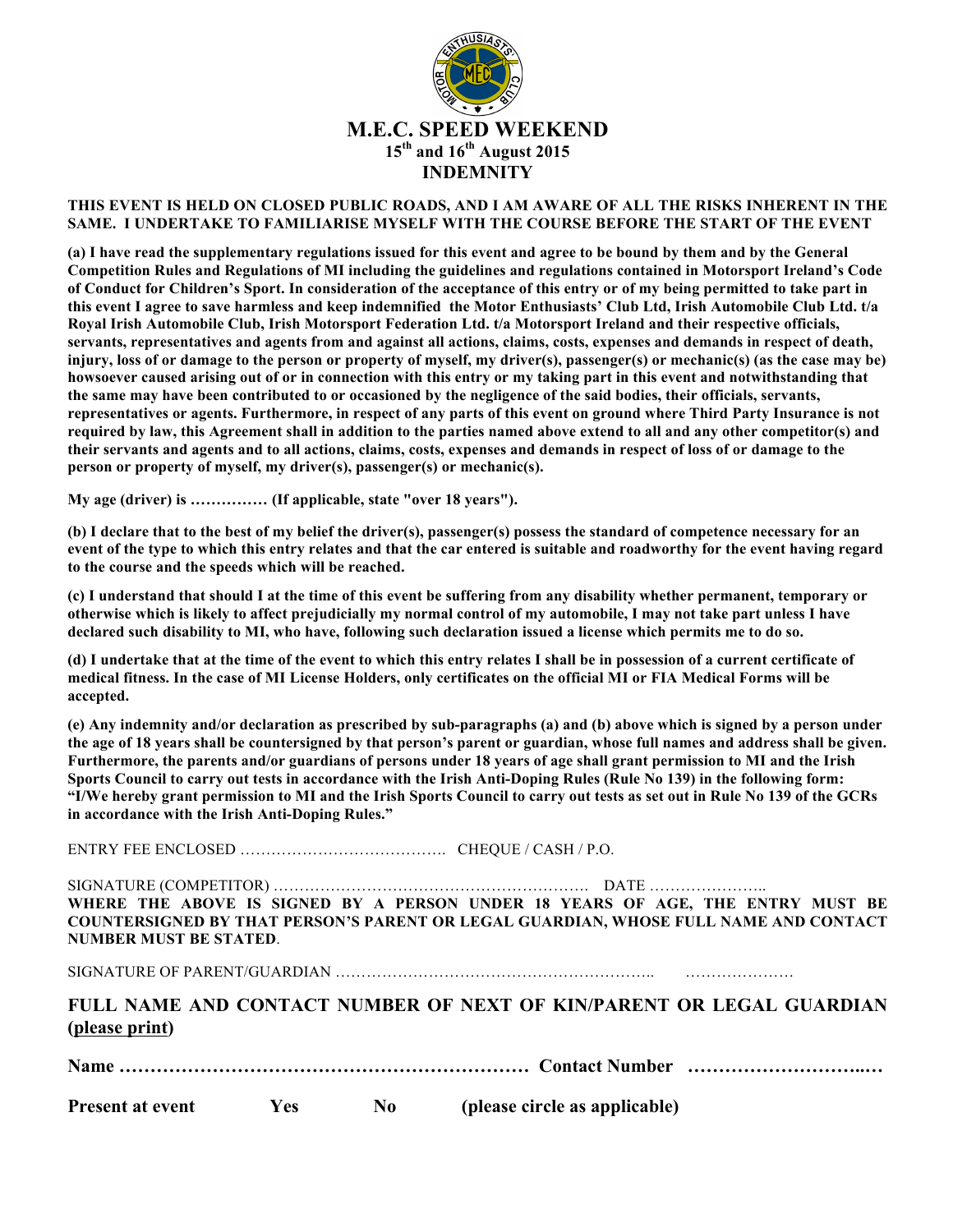# M.E.C. SPEED WEEKEND

**15th and 16th August 2015**

**INDEMNITY**

**THIS EVENT IS HELD ON CLOSED PUBLIC ROADS, AND I AM AWARE OF ALL THE RISKS INHERENT IN THE SAME. I UNDERTAKE TO FAMILIARISE MYSELF WITH THE COURSE BEFORE THE START OF THE EVENT**

**(a) I have read the supplementary regulations issued for this event and agree to be bound by them and by the General Competition Rules and Regulations of MI including the guidelines and regulations contained in Motorsport Ireland's Code of Conduct for Children's Sport. In consideration of the acceptance of this entry or of my being permitted to take part in this event I agree to save harmless and keep indemnified the Motor Enthusiasts' Club Ltd, Irish Automobile Club Ltd. t/a Royal Irish Automobile Club, Irish Motorsport Federation Ltd. t/a Motorsport Ireland and their respective officials, servants, representatives and agents from and against all actions, claims, costs, expenses and demands in respect of death, injury, loss of or damage to the person or property of myself, my driver(s), passenger(s) or mechanic(s) (as the case may be) howsoever caused arising out of or in connection with this entry or my taking part in this event and notwithstanding that the same may have been contributed to or occasioned by the negligence of the said bodies, their officials, servants, representatives or agents. Furthermore, in respect of any parts of this event on ground where Third Party Insurance is not required by law, this Agreement shall in addition to the parties named above extend to all and any other competitor(s) and their servants and agents and to all actions, claims, costs, expenses and demands in respect of loss of or damage to the person or property of myself, my driver(s), passenger(s) or mechanic(s).**

**My age (driver) is …………… (If applicable, state "over 18 years").**

**(b) I declare that to the best of my belief the driver(s), passenger(s) possess the standard of competence necessary for an event of the type to which this entry relates and that the car entered is suitable and roadworthy for the event having regard to the course and the speeds which will be reached.**

**(c) I understand that should I at the time of this event be suffering from any disability whether permanent, temporary or otherwise which is likely to affect prejudicially my normal control of my automobile, I may not take part unless I have declared such disability to MI, who have, following such declaration issued a license which permits me to do so.**

**(d) I undertake that at the time of the event to which this entry relates I shall be in possession of a current certificate of medical fitness. In the case of MI License Holders, only certificates on the official MI or FIA Medical Forms will be accepted.**

**(e) Any indemnity and/or declaration as prescribed by sub-paragraphs (a) and (b) above which is signed by a person under the age of 18 years shall be countersigned by that person's parent or guardian, whose full names and address shall be given. Furthermore, the parents and/or guardians of persons under 18 years of age shall grant permission to MI and the Irish Sports Council to carry out tests in accordance with the Irish Anti-Doping Rules (Rule No 139) in the following form: "I/We hereby grant permission to MI and the Irish Sports Council to carry out tests as set out in Rule No 139 of the GCRs in accordance with the Irish Anti-Doping Rules."**

ENTRY FEE ENCLOSED …………………………………. CHEQUE / CASH / P.O.

SIGNATURE (COMPETITOR) ……………………………………………………. DATE …………………..

**WHERE THE ABOVE IS SIGNED BY A PERSON UNDER 18 YEARS OF AGE, THE ENTRY MUST BE COUNTERSIGNED BY THAT PERSON'S PARENT OR LEGAL GUARDIAN, WHOSE FULL NAME AND CONTACT NUMBER MUST BE STATED**.

SIGNATURE OF PARENT/GUARDIAN …………………………………………………….. …………………

## FULL NAME AND CONTACT NUMBER OF NEXT OF KIN/PARENT OR LEGAL GUARDIAN (please print)

**Name ………………………………………………………… Contact Number ………………………..…**

**Present at event Yes No (please circle as applicable)**